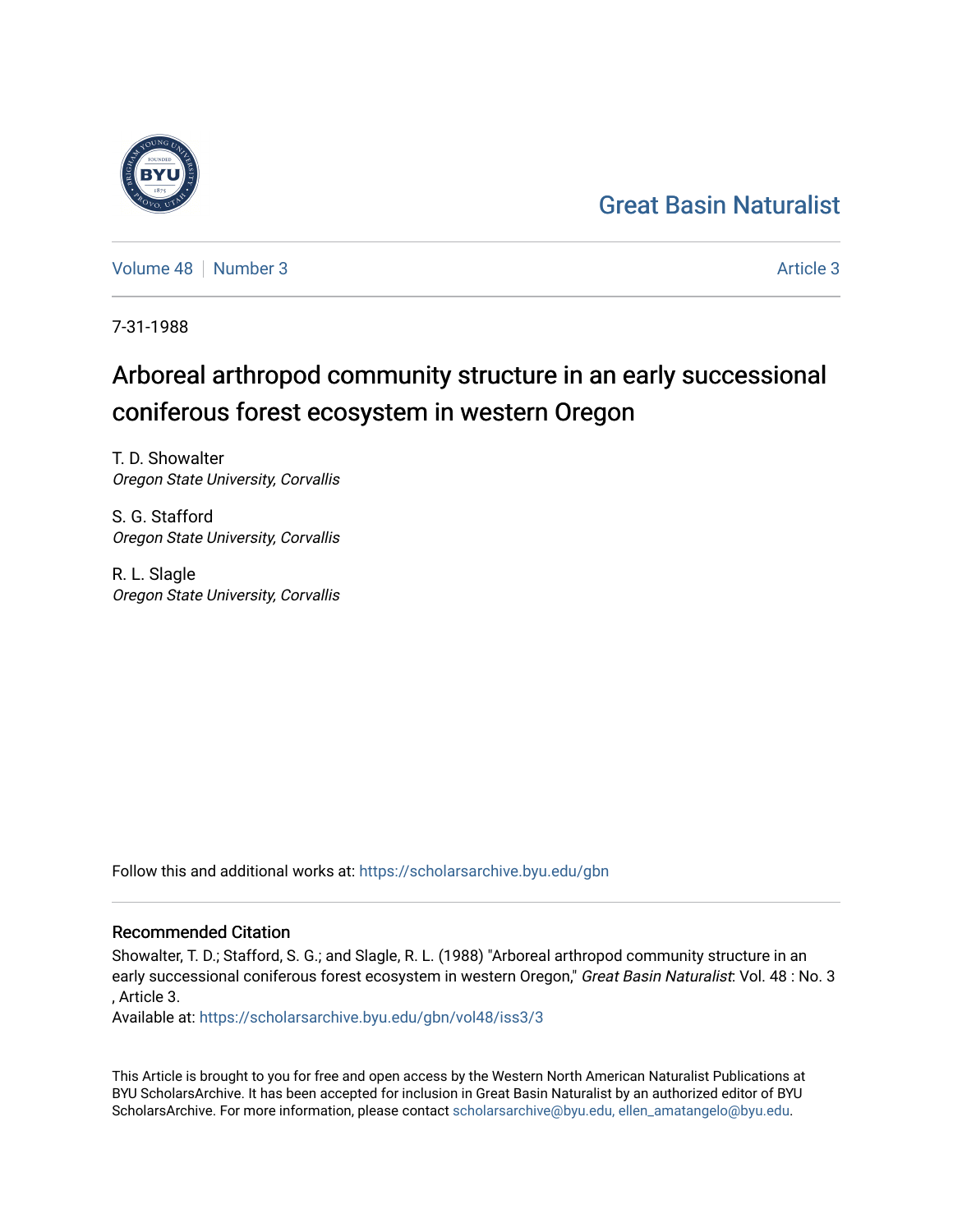Great Basin Naturalist

Volume 48 | Number 3 Article 3

7-31-1988

# Arboreal arthropod community structure in an early successional coniferous forest ecosystem in western Oregon

T. D. Showalter
*Oregon State University, Corvallis*

S. G. Stafford
*Oregon State University, Corvallis*

R. L. Slagle
*Oregon State University, Corvallis*

Follow this and additional works at: https://scholarsarchive.byu.edu/gbn

## Recommended Citation

Showalter, T. D.; Stafford, S. G.; and Slagle, R. L. (1988) "Arboreal arthropod community structure in an early successional coniferous forest ecosystem in western Oregon," *Great Basin Naturalist*: Vol. 48 : No. 3 , Article 3.

Available at: https://scholarsarchive.byu.edu/gbn/vol48/iss3/3

This Article is brought to you for free and open access by the Western North American Naturalist Publications at BYU ScholarsArchive. It has been accepted for inclusion in Great Basin Naturalist by an authorized editor of BYU ScholarsArchive. For more information, please contact scholarsarchive@byu.edu, ellen_amatangelo@byu.edu.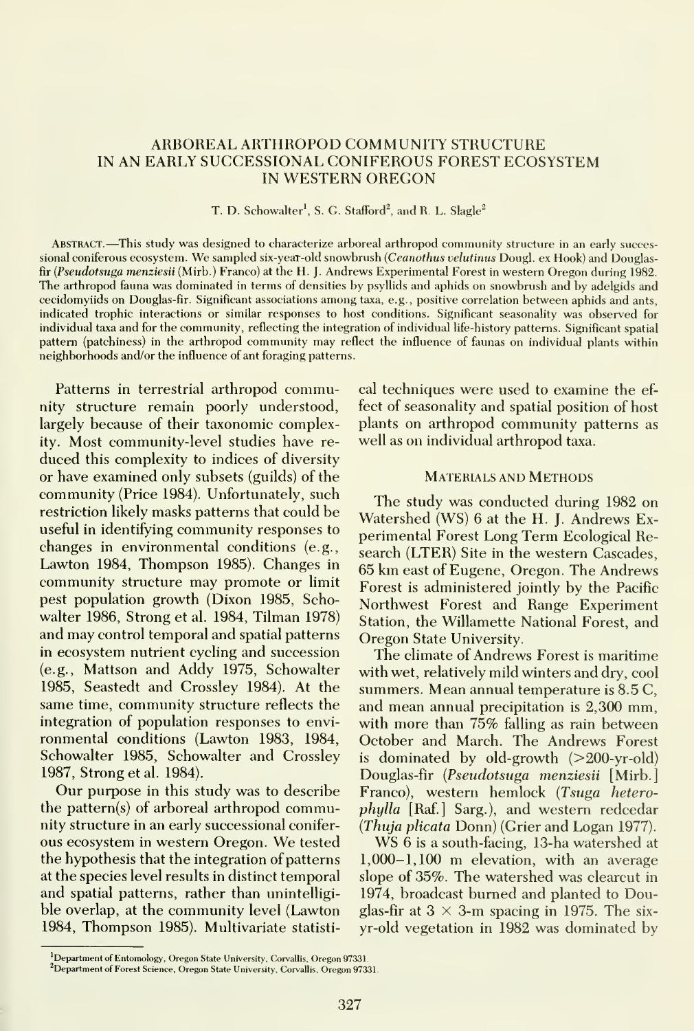# ARBOREAL ARTHROPOD COMMUNITY STRUCTURE IN AN EARLY SUCCESSIONAL CONIFEROUS FOREST ECOSYSTEM IN WESTERN OREGON

T. D. Schowalter[1], S. G. Stafford[2], and R. L. Slagle[2]

ABSTRACT.—This study was designed to characterize arboreal arthropod community structure in an early successional coniferous ecosystem. We sampled six-year-old snowbrush (*Ceanothus velutinus* Dougl. ex Hook) and Douglas-fir (*Pseudotsuga menziesii* (Mirb.) Franco) at the H. J. Andrews Experimental Forest in western Oregon during 1982. The arthropod fauna was dominated in terms of densities by psyllids and aphids on snowbrush and by adelgids and cecidomyiids on Douglas-fir. Significant associations among taxa, e.g., positive correlation between aphids and ants, indicated trophic interactions or similar responses to host conditions. Significant seasonality was observed for individual taxa and for the community, reflecting the integration of individual life-history patterns. Significant spatial pattern (patchiness) in the arthropod community may reflect the influence of faunas on individual plants within neighborhoods and/or the influence of ant foraging patterns.

Patterns in terrestrial arthropod community structure remain poorly understood, largely because of their taxonomic complexity. Most community-level studies have reduced this complexity to indices of diversity or have examined only subsets (guilds) of the community (Price 1984). Unfortunately, such restriction likely masks patterns that could be useful in identifying community responses to changes in environmental conditions (e.g., Lawton 1984, Thompson 1985). Changes in community structure may promote or limit pest population growth (Dixon 1985, Schowalter 1986, Strong et al. 1984, Tilman 1978) and may control temporal and spatial patterns in ecosystem nutrient cycling and succession (e.g., Mattson and Addy 1975, Schowalter 1985, Seastedt and Crossley 1984). At the same time, community structure reflects the integration of population responses to environmental conditions (Lawton 1983, 1984, Schowalter 1985, Schowalter and Crossley 1987, Strong et al. 1984).

Our purpose in this study was to describe the pattern(s) of arboreal arthropod community structure in an early successional coniferous ecosystem in western Oregon. We tested the hypothesis that the integration of patterns at the species level results in distinct temporal and spatial patterns, rather than unintelligible overlap, at the community level (Lawton 1984, Thompson 1985). Multivariate statistical techniques were used to examine the effect of seasonality and spatial position of host plants on arthropod community patterns as well as on individual arthropod taxa.

## MATERIALS AND METHODS

The study was conducted during 1982 on Watershed (WS) 6 at the H. J. Andrews Experimental Forest Long Term Ecological Research (LTER) Site in the western Cascades, 65 km east of Eugene, Oregon. The Andrews Forest is administered jointly by the Pacific Northwest Forest and Range Experiment Station, the Willamette National Forest, and Oregon State University.

The climate of Andrews Forest is maritime with wet, relatively mild winters and dry, cool summers. Mean annual temperature is 8.5 C, and mean annual precipitation is 2,300 mm, with more than 75% falling as rain between October and March. The Andrews Forest is dominated by old-growth (>200-yr-old) Douglas-fir (*Pseudotsuga menziesii* [Mirb.] Franco), western hemlock (*Tsuga heterophylla* [Raf.] Sarg.), and western redcedar (*Thuja plicata* Donn) (Grier and Logan 1977).

WS 6 is a south-facing, 13-ha watershed at 1,000–1,100 m elevation, with an average slope of 35%. The watershed was clearcut in 1974, broadcast burned and planted to Douglas-fir at 3 × 3-m spacing in 1975. The six-yr-old vegetation in 1982 was dominated by

[1]Department of Entomology, Oregon State University, Corvallis, Oregon 97331.
[2]Department of Forest Science, Oregon State University, Corvallis, Oregon 97331.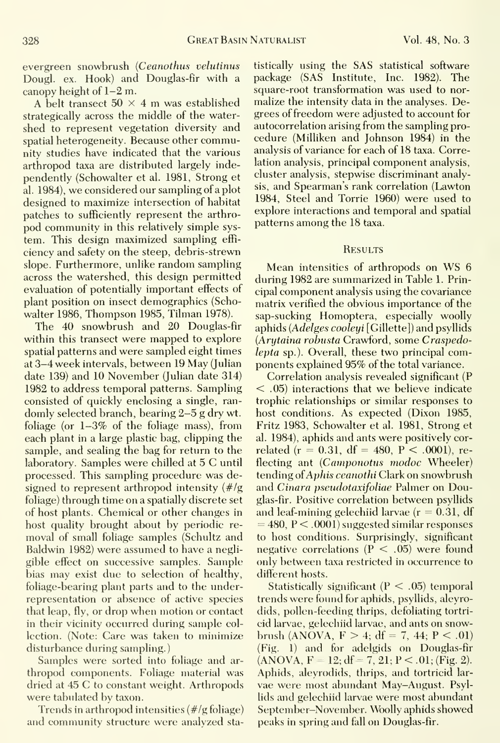evergreen snowbrush (*Ceanothus velutinus* Dougl. ex. Hook) and Douglas-fir with a canopy height of 1–2 m.

A belt transect 50 × 4 m was established strategically across the middle of the watershed to represent vegetation diversity and spatial heterogeneity. Because other community studies have indicated that the various arthropod taxa are distributed largely independently (Schowalter et al. 1981, Strong et al. 1984), we considered our sampling of a plot designed to maximize intersection of habitat patches to sufficiently represent the arthropod community in this relatively simple system. This design maximized sampling efficiency and safety on the steep, debris-strewn slope. Furthermore, unlike random sampling across the watershed, this design permitted evaluation of potentially important effects of plant position on insect demographics (Schowalter 1986, Thompson 1985, Tilman 1978).

The 40 snowbrush and 20 Douglas-fir within this transect were mapped to explore spatial patterns and were sampled eight times at 3–4 week intervals, between 19 May (Julian date 139) and 10 November (Julian date 314) 1982 to address temporal patterns. Sampling consisted of quickly enclosing a single, randomly selected branch, bearing 2–5 g dry wt. foliage (or 1–3% of the foliage mass), from each plant in a large plastic bag, clipping the sample, and sealing the bag for return to the laboratory. Samples were chilled at 5 C until processed. This sampling procedure was designed to represent arthropod intensity (#/g foliage) through time on a spatially discrete set of host plants. Chemical or other changes in host quality brought about by periodic removal of small foliage samples (Schultz and Baldwin 1982) were assumed to have a negligible effect on successive samples. Sample bias may exist due to selection of healthy, foliage-bearing plant parts and to the underrepresentation or absence of active species that leap, fly, or drop when motion or contact in their vicinity occurred during sample collection. (Note: Care was taken to minimize disturbance during sampling.)

Samples were sorted into foliage and arthropod components. Foliage material was dried at 45 C to constant weight. Arthropods were tabulated by taxon.

Trends in arthropod intensities (#/g foliage) and community structure were analyzed statistically using the SAS statistical software package (SAS Institute, Inc. 1982). The square-root transformation was used to normalize the intensity data in the analyses. Degrees of freedom were adjusted to account for autocorrelation arising from the sampling procedure (Milliken and Johnson 1984) in the analysis of variance for each of 18 taxa. Correlation analysis, principal component analysis, cluster analysis, stepwise discriminant analysis, and Spearman's rank correlation (Lawton 1984, Steel and Torrie 1960) were used to explore interactions and temporal and spatial patterns among the 18 taxa.

## Results

Mean intensities of arthropods on WS 6 during 1982 are summarized in Table 1. Principal component analysis using the covariance matrix verified the obvious importance of the sap-sucking Homoptera, especially woolly aphids (*Adelges cooleyi* [Gillette]) and psyllids (*Arytaina robusta* Crawford, some *Craspedolepta* sp.). Overall, these two principal components explained 95% of the total variance.

Correlation analysis revealed significant ($P < .05$) interactions that we believe indicate trophic relationships or similar responses to host conditions. As expected (Dixon 1985, Fritz 1983, Schowalter et al. 1981, Strong et al. 1984), aphids and ants were positively correlated ($r = 0.31$, df $= 480$, $P < .0001$), reflecting ant (*Camponotus modoc* Wheeler) tending of *Aphis ceanothi* Clark on snowbrush and *Cinara pseudotaxifoliae* Palmer on Douglas-fir. Positive correlation between psyllids and leaf-mining gelechiid larvae ($r = 0.31$, df $= 480$, $P < .0001$) suggested similar responses to host conditions. Surprisingly, significant negative correlations ($P < .05$) were found only between taxa restricted in occurrence to different hosts.

Statistically significant ($P < .05$) temporal trends were found for aphids, psyllids, aleyrodids, pollen-feeding thrips, defoliating tortricid larvae, gelechiid larvae, and ants on snowbrush (ANOVA, $F > 4$; df $= 7, 44$; $P < .01$) (Fig. 1) and for adelgids on Douglas-fir (ANOVA, $F = 12$; df $= 7, 21$; $P < .01$; (Fig. 2). Aphids, aleyrodids, thrips, and tortricid larvae were most abundant May–August. Psyllids and gelechiid larvae were most abundant September–November. Woolly aphids showed peaks in spring and fall on Douglas-fir.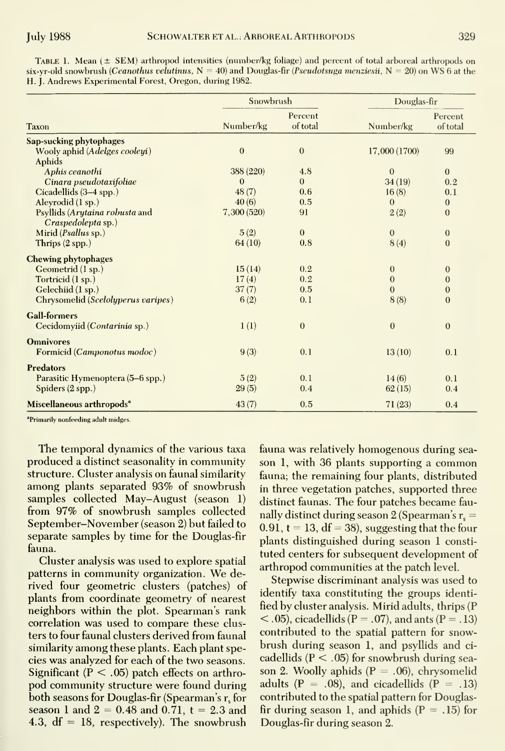TABLE 1. Mean (± SEM) arthropod intensities (number/kg foliage) and percent of total arboreal arthropods on six-yr-old snowbrush (*Ceanothus velutinus*, N = 40) and Douglas-fir (*Pseudotsuga menziesii*, N = 20) on WS 6 at the H. J. Andrews Experimental Forest, Oregon, during 1982.

| Taxon | Snowbrush | | Douglas-fir | |
|---|---|---|---|---|
| | Number/kg | Percent of total | Number/kg | Percent of total |
| **Sap-sucking phytophages** | | | | |
| Wooly aphid (*Adelges cooleyi*) | 0 | 0 | 17,000 (1700) | 99 |
| Aphids | | | | |
| *Aphis ceanothi* | 388 (220) | 4.8 | 0 | 0 |
| *Cinara pseudotaxifoliae* | 0 | 0 | 34 (19) | 0.2 |
| Cicadellids (3–4 spp.) | 48 (7) | 0.6 | 16 (8) | 0.1 |
| Aleyrodid (1 sp.) | 40 (6) | 0.5 | 0 | 0 |
| Psyllids (*Arytaina robusta* and *Craspedolepta* sp.) | 7,300 (520) | 91 | 2 (2) | 0 |
| Mirid (*Psallus* sp.) | 5 (2) | 0 | 0 | 0 |
| Thrips (2 spp.) | 64 (10) | 0.8 | 8 (4) | 0 |
| **Chewing phytophages** | | | | |
| Geometrid (1 sp.) | 15 (14) | 0.2 | 0 | 0 |
| Tortricid (1 sp.) | 17 (4) | 0.2 | 0 | 0 |
| Gelechiid (1 sp.) | 37 (7) | 0.5 | 0 | 0 |
| Chrysomelid (*Scelolyperus varipes*) | 6 (2) | 0.1 | 8 (8) | 0 |
| **Gall-formers** | | | | |
| Cecidomyiid (*Contarinia* sp.) | 1 (1) | 0 | 0 | 0 |
| **Omnivores** | | | | |
| Formicid (*Camponotus modoc*) | 9 (3) | 0.1 | 13 (10) | 0.1 |
| **Predators** | | | | |
| Parasitic Hymenoptera (5–6 spp.) | 5 (2) | 0.1 | 14 (6) | 0.1 |
| Spiders (2 spp.) | 29 (5) | 0.4 | 62 (15) | 0.4 |
| **Miscellaneous arthropods**[a] | 43 (7) | 0.5 | 71 (23) | 0.4 |

[a]Primarily nonfeeding adult midges.

The temporal dynamics of the various taxa produced a distinct seasonality in community structure. Cluster analysis on faunal similarity among plants separated 93% of snowbrush samples collected May–August (season 1) from 97% of snowbrush samples collected September–November (season 2) but failed to separate samples by time for the Douglas-fir fauna.

Cluster analysis was used to explore spatial patterns in community organization. We derived four geometric clusters (patches) of plants from coordinate geometry of nearest neighbors within the plot. Spearman's rank correlation was used to compare these clusters to four faunal clusters derived from faunal similarity among these plants. Each plant species was analyzed for each of the two seasons. Significant ($P < .05$) patch effects on arthropod community structure were found during both seasons for Douglas-fir (Spearman's $r_s$ for season 1 and 2 = 0.48 and 0.71, $t = 2.3$ and 4.3, $df = 18$, respectively). The snowbrush fauna was relatively homogenous during season 1, with 36 plants supporting a common fauna; the remaining four plants, distributed in three vegetation patches, supported three distinct faunas. The four patches became faunally distinct during season 2 (Spearman's $r_s = 0.91$, $t = 13$, $df = 38$), suggesting that the four plants distinguished during season 1 constituted centers for subsequent development of arthropod communities at the patch level.

Stepwise discriminant analysis was used to identify taxa constituting the groups identified by cluster analysis. Mirid adults, thrips ($P < .05$), cicadellids ($P = .07$), and ants ($P = .13$) contributed to the spatial pattern for snowbrush during season 1, and psyllids and cicadellids ($P < .05$) for snowbrush during season 2. Woolly aphids ($P = .06$), chrysomelid adults ($P = .08$), and cicadellids ($P = .13$) contributed to the spatial pattern for Douglas-fir during season 1, and aphids ($P = .15$) for Douglas-fir during season 2.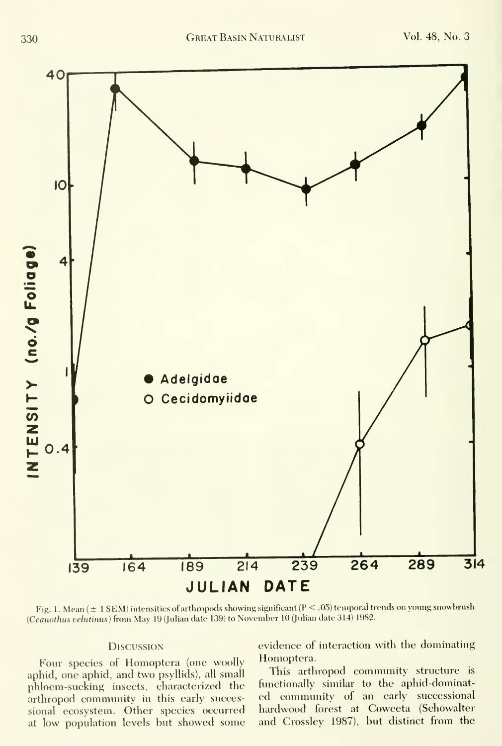Fig. 1. Mean (± 1 SEM) intensities of arthropods showing significant ($P < .05$) temporal trends on young snowbrush (*Ceanothus velutinus*) from May 19 (Julian date 139) to November 10 (Julian date 314) 1982.

## Discussion

Four species of Homoptera (one woolly aphid, one aphid, and two psyllids), all small phloem-sucking insects, characterized the arthropod community in this early successional ecosystem. Other species occurred at low population levels but showed some evidence of interaction with the dominating Homoptera.

This arthropod community structure is functionally similar to the aphid-dominated community of an early successional hardwood forest at Coweeta (Schowalter and Crossley 1987), but distinct from the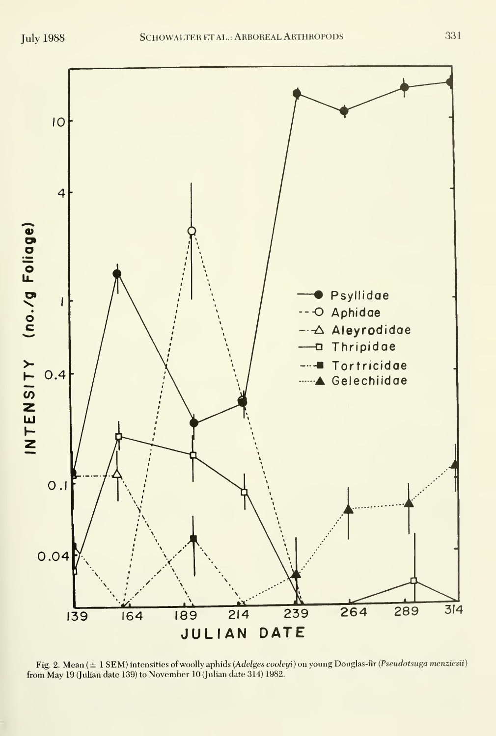Fig. 2. Mean (± 1 SEM) intensities of woolly aphids (*Adelges cooleyi*) on young Douglas-fir (*Pseudotsuga menziesii*) from May 19 (Julian date 139) to November 10 (Julian date 314) 1982.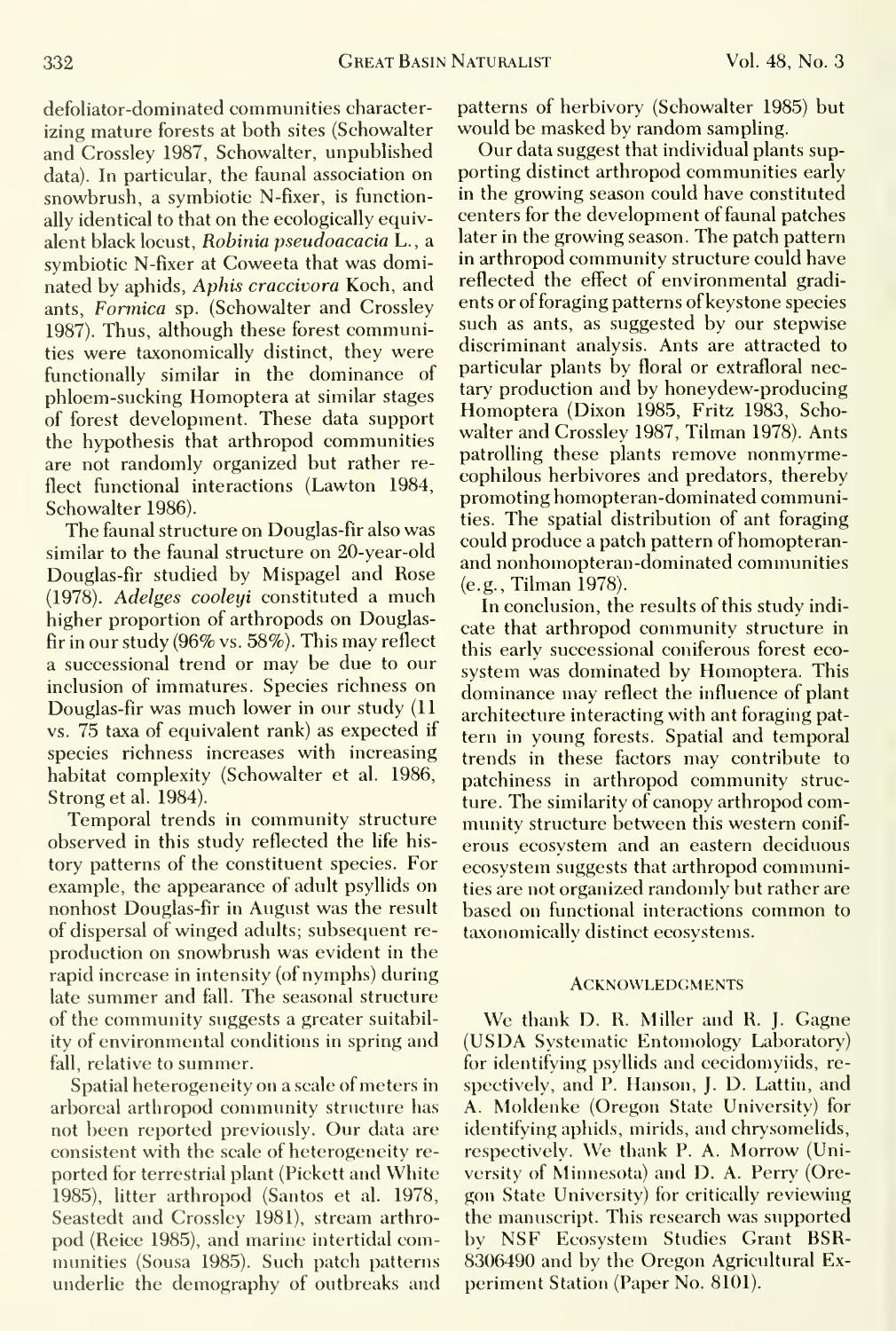defoliator-dominated communities characterizing mature forests at both sites (Schowalter and Crossley 1987, Schowalter, unpublished data). In particular, the faunal association on snowbrush, a symbiotic N-fixer, is functionally identical to that on the ecologically equivalent black locust, *Robinia pseudoacacia* L., a symbiotic N-fixer at Coweeta that was dominated by aphids, *Aphis craccivora* Koch, and ants, *Formica* sp. (Schowalter and Crossley 1987). Thus, although these forest communities were taxonomically distinct, they were functionally similar in the dominance of phloem-sucking Homoptera at similar stages of forest development. These data support the hypothesis that arthropod communities are not randomly organized but rather reflect functional interactions (Lawton 1984, Schowalter 1986).

The faunal structure on Douglas-fir also was similar to the faunal structure on 20-year-old Douglas-fir studied by Mispagel and Rose (1978). *Adelges cooleyi* constituted a much higher proportion of arthropods on Douglas-fir in our study (96% vs. 58%). This may reflect a successional trend or may be due to our inclusion of immatures. Species richness on Douglas-fir was much lower in our study (11 vs. 75 taxa of equivalent rank) as expected if species richness increases with increasing habitat complexity (Schowalter et al. 1986, Strong et al. 1984).

Temporal trends in community structure observed in this study reflected the life history patterns of the constituent species. For example, the appearance of adult psyllids on nonhost Douglas-fir in August was the result of dispersal of winged adults; subsequent reproduction on snowbrush was evident in the rapid increase in intensity (of nymphs) during late summer and fall. The seasonal structure of the community suggests a greater suitability of environmental conditions in spring and fall, relative to summer.

Spatial heterogeneity on a scale of meters in arboreal arthropod community structure has not been reported previously. Our data are consistent with the scale of heterogeneity reported for terrestrial plant (Pickett and White 1985), litter arthropod (Santos et al. 1978, Seastedt and Crossley 1981), stream arthropod (Reice 1985), and marine intertidal communities (Sousa 1985). Such patch patterns underlie the demography of outbreaks and patterns of herbivory (Schowalter 1985) but would be masked by random sampling.

Our data suggest that individual plants supporting distinct arthropod communities early in the growing season could have constituted centers for the development of faunal patches later in the growing season. The patch pattern in arthropod community structure could have reflected the effect of environmental gradients or of foraging patterns of keystone species such as ants, as suggested by our stepwise discriminant analysis. Ants are attracted to particular plants by floral or extrafloral nectary production and by honeydew-producing Homoptera (Dixon 1985, Fritz 1983, Schowalter and Crossley 1987, Tilman 1978). Ants patrolling these plants remove nonmyrmecophilous herbivores and predators, thereby promoting homopteran-dominated communities. The spatial distribution of ant foraging could produce a patch pattern of homopteran- and nonhomopteran-dominated communities (e.g., Tilman 1978).

In conclusion, the results of this study indicate that arthropod community structure in this early successional coniferous forest ecosystem was dominated by Homoptera. This dominance may reflect the influence of plant architecture interacting with ant foraging pattern in young forests. Spatial and temporal trends in these factors may contribute to patchiness in arthropod community structure. The similarity of canopy arthropod community structure between this western coniferous ecosystem and an eastern deciduous ecosystem suggests that arthropod communities are not organized randomly but rather are based on functional interactions common to taxonomically distinct ecosystems.

## Acknowledgments

We thank D. R. Miller and R. J. Gagne (USDA Systematic Entomology Laboratory) for identifying psyllids and cecidomyiids, respectively, and P. Hanson, J. D. Lattin, and A. Moldenke (Oregon State University) for identifying aphids, mirids, and chrysomelids, respectively. We thank P. A. Morrow (University of Minnesota) and D. A. Perry (Oregon State University) for critically reviewing the manuscript. This research was supported by NSF Ecosystem Studies Grant BSR-8306490 and by the Oregon Agricultural Experiment Station (Paper No. 8101).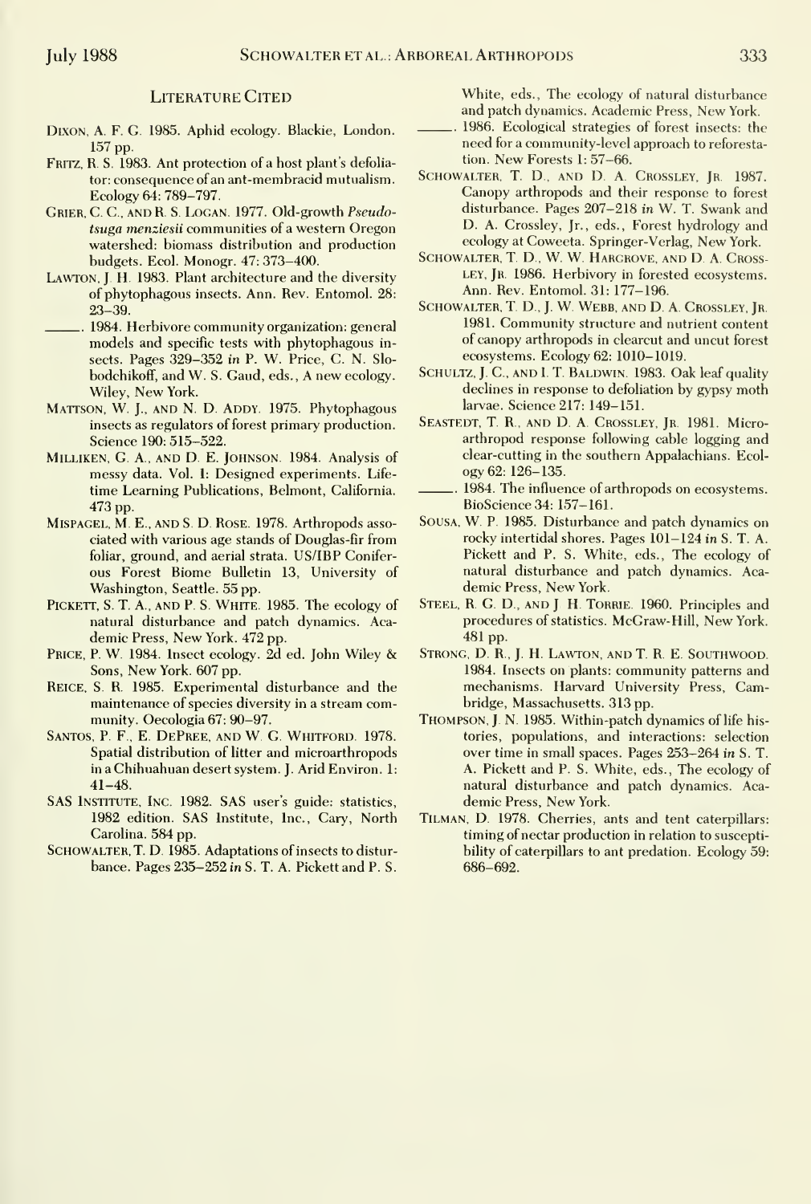## Literature Cited

Dixon, A. F. G. 1985. Aphid ecology. Blackie, London. 157 pp.

Fritz, R. S. 1983. Ant protection of a host plant's defoliator: consequence of an ant-membracid mutualism. Ecology 64: 789–797.

Grier, C. C., and R. S. Logan. 1977. Old-growth *Pseudotsuga menziesii* communities of a western Oregon watershed: biomass distribution and production budgets. Ecol. Monogr. 47: 373–400.

Lawton, J. H. 1983. Plant architecture and the diversity of phytophagous insects. Ann. Rev. Entomol. 28: 23–39.

———. 1984. Herbivore community organization: general models and specific tests with phytophagous insects. Pages 329–352 *in* P. W. Price, C. N. Slobodchikoff, and W. S. Gaud, eds., A new ecology. Wiley, New York.

Mattson, W. J., and N. D. Addy. 1975. Phytophagous insects as regulators of forest primary production. Science 190: 515–522.

Milliken, G. A., and D. E. Johnson. 1984. Analysis of messy data. Vol. 1: Designed experiments. Lifetime Learning Publications, Belmont, California. 473 pp.

Mispagel, M. E., and S. D. Rose. 1978. Arthropods associated with various age stands of Douglas-fir from foliar, ground, and aerial strata. US/IBP Coniferous Forest Biome Bulletin 13, University of Washington, Seattle. 55 pp.

Pickett, S. T. A., and P. S. White. 1985. The ecology of natural disturbance and patch dynamics. Academic Press, New York. 472 pp.

Price, P. W. 1984. Insect ecology. 2d ed. John Wiley & Sons, New York. 607 pp.

Reice, S. R. 1985. Experimental disturbance and the maintenance of species diversity in a stream community. Oecologia 67: 90–97.

Santos, P. F., E. DePree, and W. G. Whitford. 1978. Spatial distribution of litter and microarthropods in a Chihuahuan desert system. J. Arid Environ. 1: 41–48.

SAS Institute, Inc. 1982. SAS user's guide: statistics, 1982 edition. SAS Institute, Inc., Cary, North Carolina. 584 pp.

Schowalter, T. D. 1985. Adaptations of insects to disturbance. Pages 235–252 *in* S. T. A. Pickett and P. S. White, eds., The ecology of natural disturbance and patch dynamics. Academic Press, New York.

———. 1986. Ecological strategies of forest insects: the need for a community-level approach to reforestation. New Forests 1: 57–66.

Schowalter, T. D., and D. A. Crossley, Jr. 1987. Canopy arthropods and their response to forest disturbance. Pages 207–218 *in* W. T. Swank and D. A. Crossley, Jr., eds., Forest hydrology and ecology at Coweeta. Springer-Verlag, New York.

Schowalter, T. D., W. W. Hargrove, and D. A. Crossley, Jr. 1986. Herbivory in forested ecosystems. Ann. Rev. Entomol. 31: 177–196.

Schowalter, T. D., J. W. Webb, and D. A. Crossley, Jr. 1981. Community structure and nutrient content of canopy arthropods in clearcut and uncut forest ecosystems. Ecology 62: 1010–1019.

Schultz, J. C., and I. T. Baldwin. 1983. Oak leaf quality declines in response to defoliation by gypsy moth larvae. Science 217: 149–151.

Seastedt, T. R., and D. A. Crossley, Jr. 1981. Microarthropod response following cable logging and clear-cutting in the southern Appalachians. Ecology 62: 126–135.

———. 1984. The influence of arthropods on ecosystems. BioScience 34: 157–161.

Sousa, W. P. 1985. Disturbance and patch dynamics on rocky intertidal shores. Pages 101–124 *in* S. T. A. Pickett and P. S. White, eds., The ecology of natural disturbance and patch dynamics. Academic Press, New York.

Steel, R. G. D., and J. H. Torrie. 1960. Principles and procedures of statistics. McGraw-Hill, New York. 481 pp.

Strong, D. R., J. H. Lawton, and T. R. E. Southwood. 1984. Insects on plants: community patterns and mechanisms. Harvard University Press, Cambridge, Massachusetts. 313 pp.

Thompson, J. N. 1985. Within-patch dynamics of life histories, populations, and interactions: selection over time in small spaces. Pages 253–264 *in* S. T. A. Pickett and P. S. White, eds., The ecology of natural disturbance and patch dynamics. Academic Press, New York.

Tilman, D. 1978. Cherries, ants and tent caterpillars: timing of nectar production in relation to susceptibility of caterpillars to ant predation. Ecology 59: 686–692.